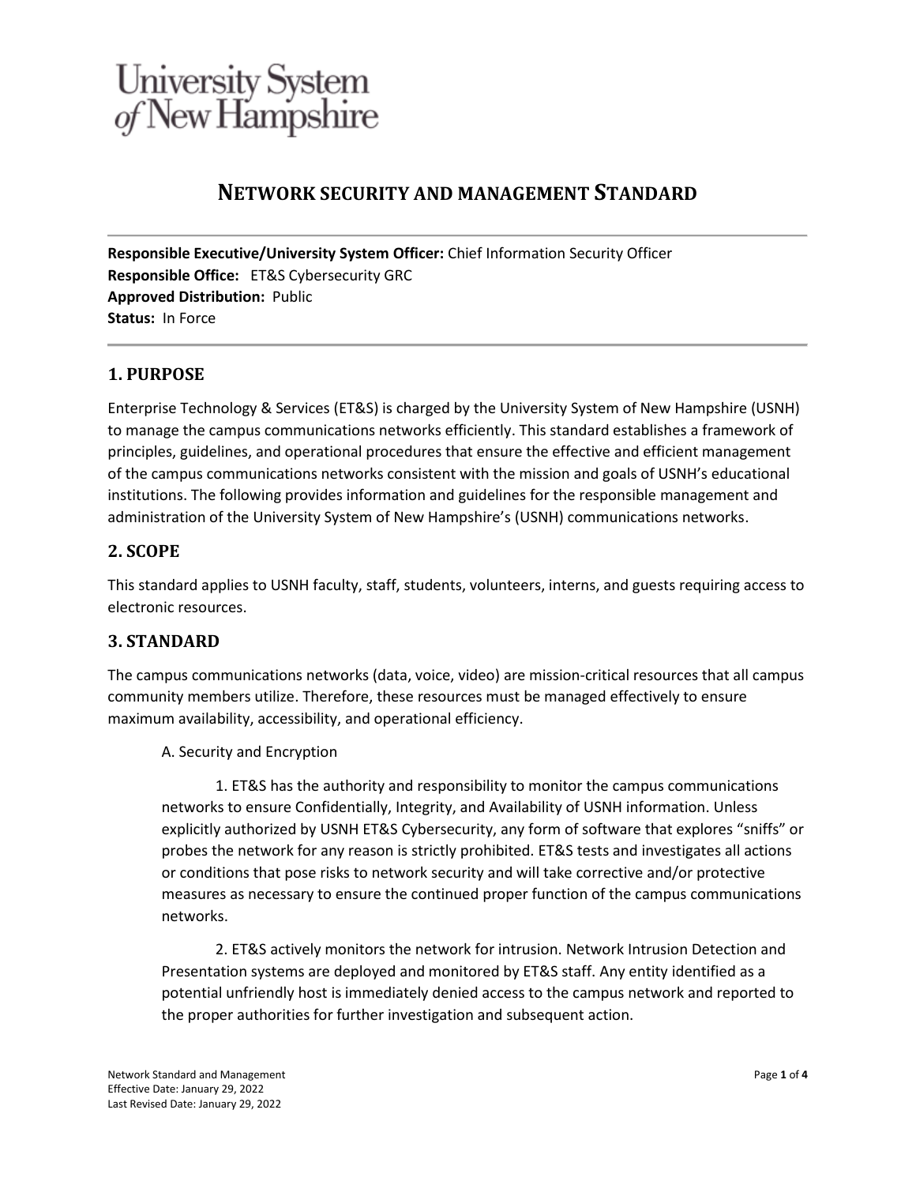University System of New Hampshire

# NETWORK SECURITY AND MANAGEMENT STANDARD

**Responsible Executive/University System Officer:** Chief Information Security Officer
**Responsible Office:** ET&S Cybersecurity GRC
**Approved Distribution:** Public
**Status:** In Force

## 1. PURPOSE

Enterprise Technology & Services (ET&S) is charged by the University System of New Hampshire (USNH) to manage the campus communications networks efficiently. This standard establishes a framework of principles, guidelines, and operational procedures that ensure the effective and efficient management of the campus communications networks consistent with the mission and goals of USNH's educational institutions. The following provides information and guidelines for the responsible management and administration of the University System of New Hampshire's (USNH) communications networks.

## 2. SCOPE

This standard applies to USNH faculty, staff, students, volunteers, interns, and guests requiring access to electronic resources.

## 3. STANDARD

The campus communications networks (data, voice, video) are mission-critical resources that all campus community members utilize. Therefore, these resources must be managed effectively to ensure maximum availability, accessibility, and operational efficiency.

A. Security and Encryption

1. ET&S has the authority and responsibility to monitor the campus communications networks to ensure Confidentially, Integrity, and Availability of USNH information. Unless explicitly authorized by USNH ET&S Cybersecurity, any form of software that explores "sniffs" or probes the network for any reason is strictly prohibited. ET&S tests and investigates all actions or conditions that pose risks to network security and will take corrective and/or protective measures as necessary to ensure the continued proper function of the campus communications networks.

2. ET&S actively monitors the network for intrusion. Network Intrusion Detection and Presentation systems are deployed and monitored by ET&S staff. Any entity identified as a potential unfriendly host is immediately denied access to the campus network and reported to the proper authorities for further investigation and subsequent action.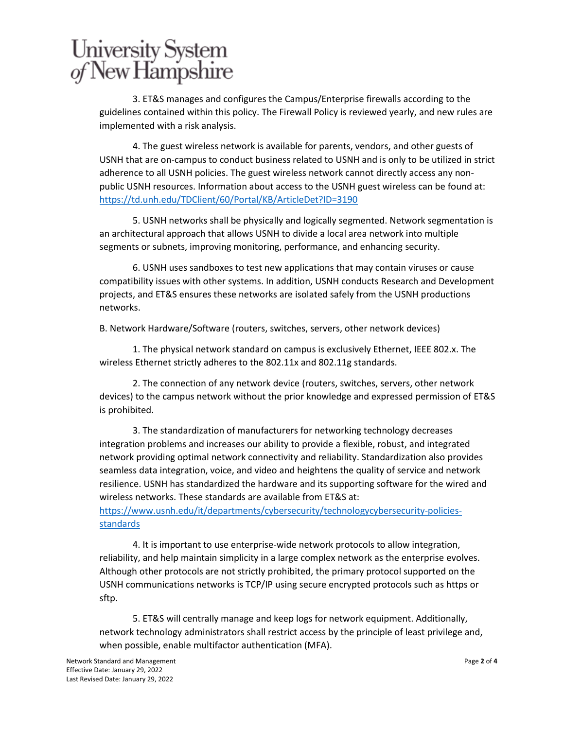3. ET&S manages and configures the Campus/Enterprise firewalls according to the guidelines contained within this policy. The Firewall Policy is reviewed yearly, and new rules are implemented with a risk analysis.

4. The guest wireless network is available for parents, vendors, and other guests of USNH that are on-campus to conduct business related to USNH and is only to be utilized in strict adherence to all USNH policies. The guest wireless network cannot directly access any non-public USNH resources. Information about access to the USNH guest wireless can be found at: [https://td.unh.edu/TDClient/60/Portal/KB/ArticleDet?ID=3190](https://td.unh.edu/TDClient/60/Portal/KB/ArticleDet?ID=3190)

5. USNH networks shall be physically and logically segmented. Network segmentation is an architectural approach that allows USNH to divide a local area network into multiple segments or subnets, improving monitoring, performance, and enhancing security.

6. USNH uses sandboxes to test new applications that may contain viruses or cause compatibility issues with other systems. In addition, USNH conducts Research and Development projects, and ET&S ensures these networks are isolated safely from the USNH productions networks.

B. Network Hardware/Software (routers, switches, servers, other network devices)

1. The physical network standard on campus is exclusively Ethernet, IEEE 802.x. The wireless Ethernet strictly adheres to the 802.11x and 802.11g standards.

2. The connection of any network device (routers, switches, servers, other network devices) to the campus network without the prior knowledge and expressed permission of ET&S is prohibited.

3. The standardization of manufacturers for networking technology decreases integration problems and increases our ability to provide a flexible, robust, and integrated network providing optimal network connectivity and reliability. Standardization also provides seamless data integration, voice, and video and heightens the quality of service and network resilience. USNH has standardized the hardware and its supporting software for the wired and wireless networks. These standards are available from ET&S at: [https://www.usnh.edu/it/departments/cybersecurity/technologycybersecurity-policies-standards](https://www.usnh.edu/it/departments/cybersecurity/technologycybersecurity-policies-standards)

4. It is important to use enterprise-wide network protocols to allow integration, reliability, and help maintain simplicity in a large complex network as the enterprise evolves. Although other protocols are not strictly prohibited, the primary protocol supported on the USNH communications networks is TCP/IP using secure encrypted protocols such as https or sftp.

5. ET&S will centrally manage and keep logs for network equipment. Additionally, network technology administrators shall restrict access by the principle of least privilege and, when possible, enable multifactor authentication (MFA).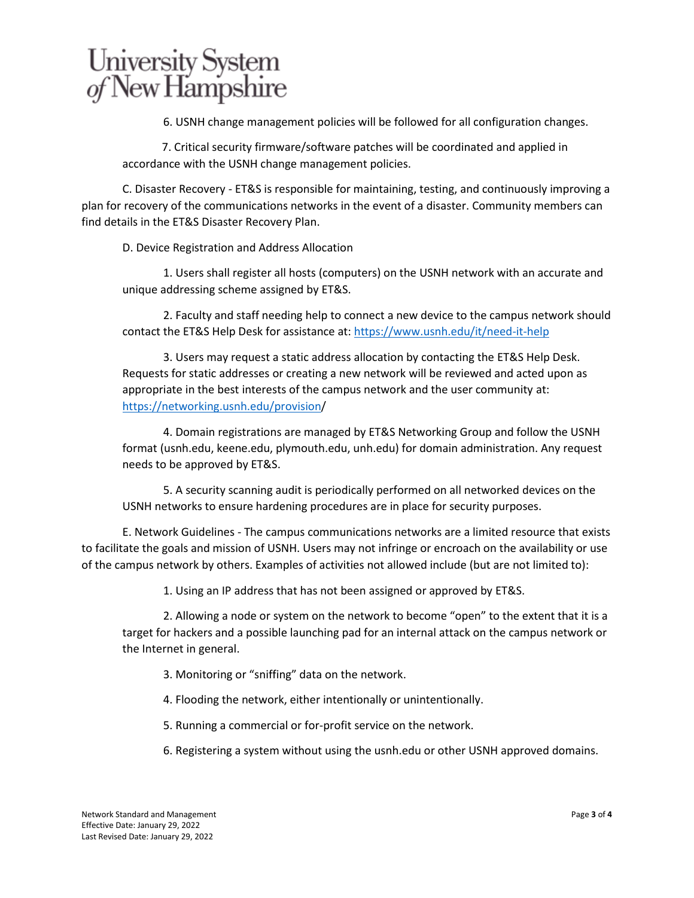6. USNH change management policies will be followed for all configuration changes.

7. Critical security firmware/software patches will be coordinated and applied in accordance with the USNH change management policies.

C. Disaster Recovery - ET&S is responsible for maintaining, testing, and continuously improving a plan for recovery of the communications networks in the event of a disaster. Community members can find details in the ET&S Disaster Recovery Plan.

D. Device Registration and Address Allocation

1. Users shall register all hosts (computers) on the USNH network with an accurate and unique addressing scheme assigned by ET&S.

2. Faculty and staff needing help to connect a new device to the campus network should contact the ET&S Help Desk for assistance at: [https://www.usnh.edu/it/need-it-help](https://www.usnh.edu/it/need-it-help)

3. Users may request a static address allocation by contacting the ET&S Help Desk. Requests for static addresses or creating a new network will be reviewed and acted upon as appropriate in the best interests of the campus network and the user community at: [https://networking.usnh.edu/provision](https://networking.usnh.edu/provision)/

4. Domain registrations are managed by ET&S Networking Group and follow the USNH format (usnh.edu, keene.edu, plymouth.edu, unh.edu) for domain administration. Any request needs to be approved by ET&S.

5. A security scanning audit is periodically performed on all networked devices on the USNH networks to ensure hardening procedures are in place for security purposes.

E. Network Guidelines - The campus communications networks are a limited resource that exists to facilitate the goals and mission of USNH. Users may not infringe or encroach on the availability or use of the campus network by others. Examples of activities not allowed include (but are not limited to):

1. Using an IP address that has not been assigned or approved by ET&S.

2. Allowing a node or system on the network to become "open" to the extent that it is a target for hackers and a possible launching pad for an internal attack on the campus network or the Internet in general.

3. Monitoring or "sniffing" data on the network.

4. Flooding the network, either intentionally or unintentionally.

5. Running a commercial or for-profit service on the network.

6. Registering a system without using the usnh.edu or other USNH approved domains.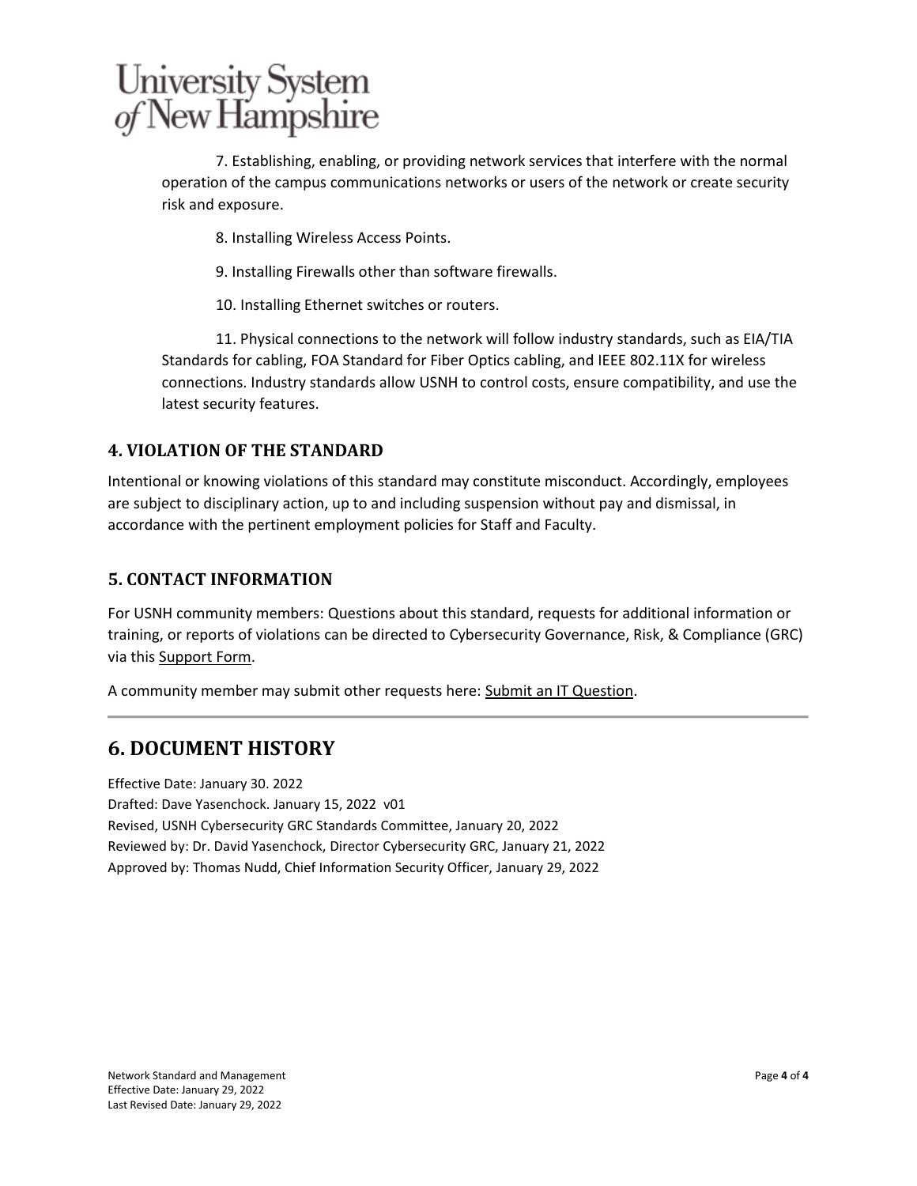7. Establishing, enabling, or providing network services that interfere with the normal operation of the campus communications networks or users of the network or create security risk and exposure.

8. Installing Wireless Access Points.

9. Installing Firewalls other than software firewalls.

10. Installing Ethernet switches or routers.

11. Physical connections to the network will follow industry standards, such as EIA/TIA Standards for cabling, FOA Standard for Fiber Optics cabling, and IEEE 802.11X for wireless connections. Industry standards allow USNH to control costs, ensure compatibility, and use the latest security features.

### 4. VIOLATION OF THE STANDARD

Intentional or knowing violations of this standard may constitute misconduct. Accordingly, employees are subject to disciplinary action, up to and including suspension without pay and dismissal, in accordance with the pertinent employment policies for Staff and Faculty.

### 5. CONTACT INFORMATION

For USNH community members: Questions about this standard, requests for additional information or training, or reports of violations can be directed to Cybersecurity Governance, Risk, & Compliance (GRC) via this Support Form.

A community member may submit other requests here: Submit an IT Question.

---

## 6. DOCUMENT HISTORY

Effective Date: January 30. 2022
Drafted: Dave Yasenchock. January 15, 2022 v01
Revised, USNH Cybersecurity GRC Standards Committee, January 20, 2022
Reviewed by: Dr. David Yasenchock, Director Cybersecurity GRC, January 21, 2022
Approved by: Thomas Nudd, Chief Information Security Officer, January 29, 2022